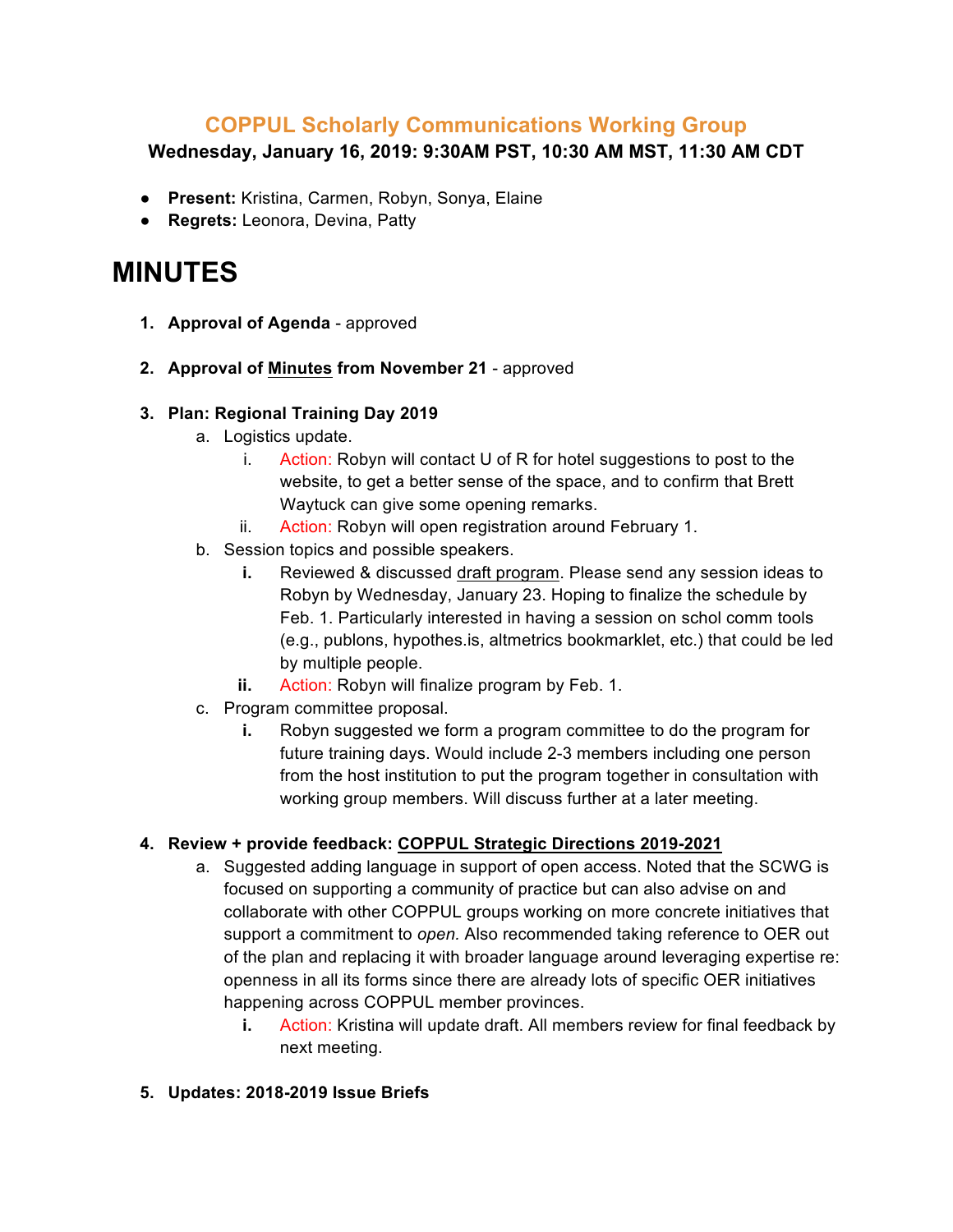## COPPUL Scholarly Communications Working Group

**Wednesday, January 16, 2019: 9:30AM PST, 10:30 AM MST, 11:30 AM CDT**

- **Present:** Kristina, Carmen, Robyn, Sonya, Elaine
- **Regrets:** Leonora, Devina, Patty

# MINUTES

1. **Approval of Agenda** - approved

2. **Approval of Minutes from November 21** - approved

3. **Plan: Regional Training Day 2019**
   a. Logistics update.
      i. Action: Robyn will contact U of R for hotel suggestions to post to the website, to get a better sense of the space, and to confirm that Brett Waytuck can give some opening remarks.
      ii. Action: Robyn will open registration around February 1.
   b. Session topics and possible speakers.
      i. Reviewed & discussed draft program. Please send any session ideas to Robyn by Wednesday, January 23. Hoping to finalize the schedule by Feb. 1. Particularly interested in having a session on schol comm tools (e.g., publons, hypothes.is, altmetrics bookmarklet, etc.) that could be led by multiple people.
      ii. Action: Robyn will finalize program by Feb. 1.
   c. Program committee proposal.
      i. Robyn suggested we form a program committee to do the program for future training days. Would include 2-3 members including one person from the host institution to put the program together in consultation with working group members. Will discuss further at a later meeting.

4. **Review + provide feedback: COPPUL Strategic Directions 2019-2021**
   a. Suggested adding language in support of open access. Noted that the SCWG is focused on supporting a community of practice but can also advise on and collaborate with other COPPUL groups working on more concrete initiatives that support a commitment to *open.* Also recommended taking reference to OER out of the plan and replacing it with broader language around leveraging expertise re: openness in all its forms since there are already lots of specific OER initiatives happening across COPPUL member provinces.
      i. Action: Kristina will update draft. All members review for final feedback by next meeting.

5. **Updates: 2018-2019 Issue Briefs**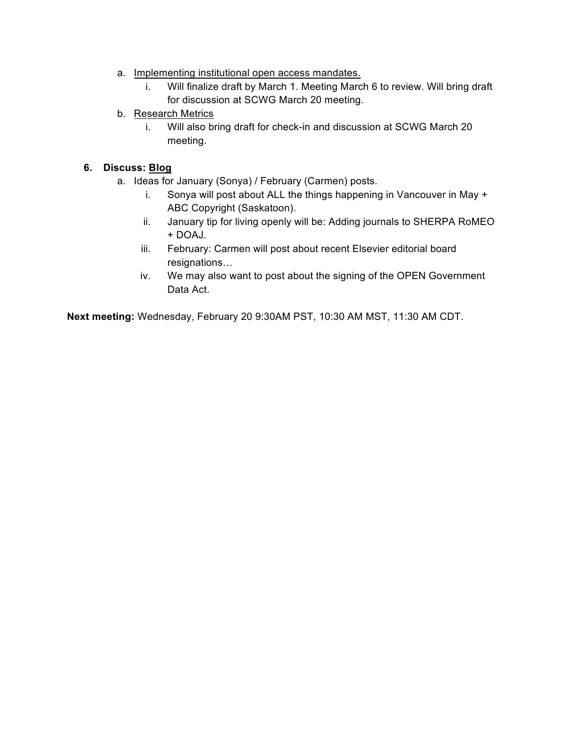a. Implementing institutional open access mandates.
      i. Will finalize draft by March 1. Meeting March 6 to review. Will bring draft for discussion at SCWG March 20 meeting.
   b. Research Metrics
      i. Will also bring draft for check-in and discussion at SCWG March 20 meeting.

6. **Discuss: Blog**
   a. Ideas for January (Sonya) / February (Carmen) posts.
      i. Sonya will post about ALL the things happening in Vancouver in May + ABC Copyright (Saskatoon).
      ii. January tip for living openly will be: Adding journals to SHERPA RoMEO + DOAJ.
      iii. February: Carmen will post about recent Elsevier editorial board resignations…
      iv. We may also want to post about the signing of the OPEN Government Data Act.

**Next meeting:** Wednesday, February 20 9:30AM PST, 10:30 AM MST, 11:30 AM CDT.